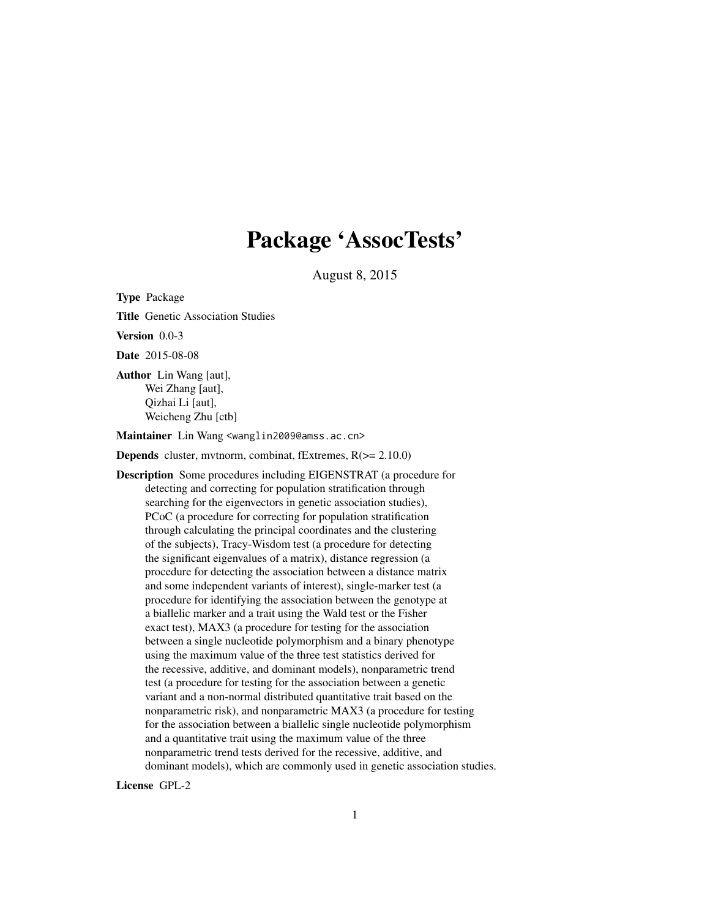# Package 'AssocTests'

August 8, 2015

**Type** Package

**Title** Genetic Association Studies

**Version** 0.0-3

**Date** 2015-08-08

**Author** Lin Wang [aut],
Wei Zhang [aut],
Qizhai Li [aut],
Weicheng Zhu [ctb]

**Maintainer** Lin Wang <wanglin2009@amss.ac.cn>

**Depends** cluster, mvtnorm, combinat, fExtremes, R(>= 2.10.0)

**Description** Some procedures including EIGENSTRAT (a procedure for detecting and correcting for population stratification through searching for the eigenvectors in genetic association studies), PCoC (a procedure for correcting for population stratification through calculating the principal coordinates and the clustering of the subjects), Tracy-Wisdom test (a procedure for detecting the significant eigenvalues of a matrix), distance regression (a procedure for detecting the association between a distance matrix and some independent variants of interest), single-marker test (a procedure for identifying the association between the genotype at a biallelic marker and a trait using the Wald test or the Fisher exact test), MAX3 (a procedure for testing for the association between a single nucleotide polymorphism and a binary phenotype using the maximum value of the three test statistics derived for the recessive, additive, and dominant models), nonparametric trend test (a procedure for testing for the association between a genetic variant and a non-normal distributed quantitative trait based on the nonparametric risk), and nonparametric MAX3 (a procedure for testing for the association between a biallelic single nucleotide polymorphism and a quantitative trait using the maximum value of the three nonparametric trend tests derived for the recessive, additive, and dominant models), which are commonly used in genetic association studies.

**License** GPL-2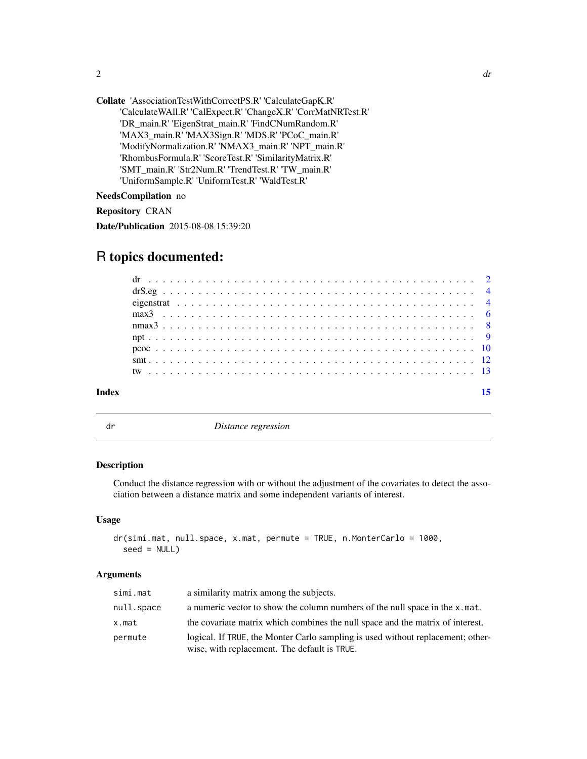**Collate** 'AssociationTestWithCorrectPS.R' 'CalculateGapK.R' 'CalculateWAll.R' 'CalExpect.R' 'ChangeX.R' 'CorrMatNRTest.R' 'DR_main.R' 'EigenStrat_main.R' 'FindCNumRandom.R' 'MAX3_main.R' 'MAX3Sign.R' 'MDS.R' 'PCoC_main.R' 'ModifyNormalization.R' 'NMAX3_main.R' 'NPT_main.R' 'RhombusFormula.R' 'ScoreTest.R' 'SimilarityMatrix.R' 'SMT_main.R' 'Str2Num.R' 'TrendTest.R' 'TW_main.R' 'UniformSample.R' 'UniformTest.R' 'WaldTest.R'

**NeedsCompilation** no

**Repository** CRAN

**Date/Publication** 2015-08-08 15:39:20

# R topics documented:

| | |
|---|---|
| dr | 2 |
| drS.eg | 4 |
| eigenstrat | 4 |
| max3 | 6 |
| nmax3 | 8 |
| npt | 9 |
| pcoc | 10 |
| smt | 12 |
| tw | 13 |
| **Index** | **15** |

---

## dr — *Distance regression*

---

### Description

Conduct the distance regression with or without the adjustment of the covariates to detect the association between a distance matrix and some independent variants of interest.

### Usage

```
dr(simi.mat, null.space, x.mat, permute = TRUE, n.MonterCarlo = 1000,
  seed = NULL)
```

### Arguments

| | |
|---|---|
| `simi.mat` | a similarity matrix among the subjects. |
| `null.space` | a numeric vector to show the column numbers of the null space in the `x.mat`. |
| `x.mat` | the covariate matrix which combines the null space and the matrix of interest. |
| `permute` | logical. If `TRUE`, the Monter Carlo sampling is used without replacement; otherwise, with replacement. The default is `TRUE`. |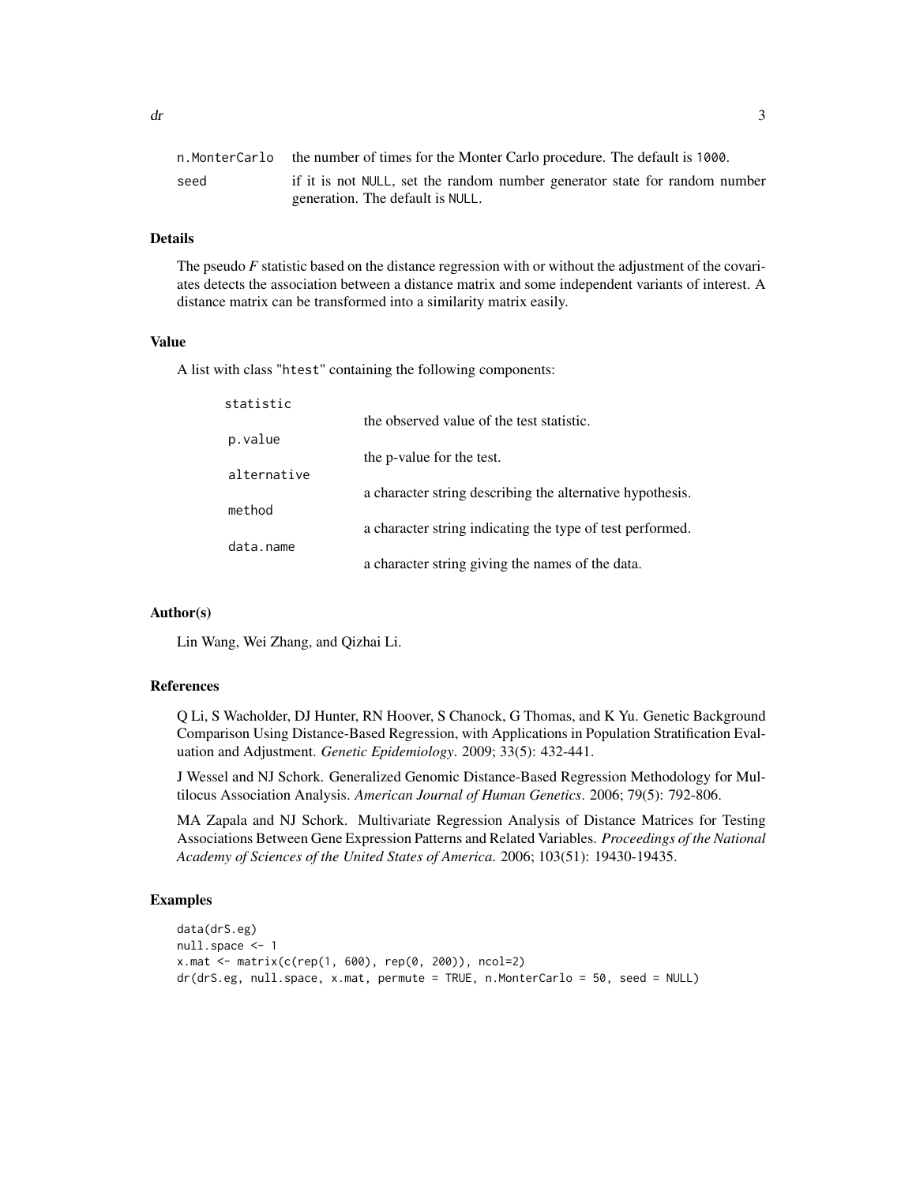| | |
|---|---|
| n.MonterCarlo | the number of times for the Monter Carlo procedure. The default is 1000. |
| seed | if it is not NULL, set the random number generator state for random number generation. The default is NULL. |

## Details

The pseudo *F* statistic based on the distance regression with or without the adjustment of the covariates detects the association between a distance matrix and some independent variants of interest. A distance matrix can be transformed into a similarity matrix easily.

## Value

A list with class "htest" containing the following components:

| | |
|---|---|
| statistic | the observed value of the test statistic. |
| p.value | the p-value for the test. |
| alternative | a character string describing the alternative hypothesis. |
| method | a character string indicating the type of test performed. |
| data.name | a character string giving the names of the data. |

## Author(s)

Lin Wang, Wei Zhang, and Qizhai Li.

## References

Q Li, S Wacholder, DJ Hunter, RN Hoover, S Chanock, G Thomas, and K Yu. Genetic Background Comparison Using Distance-Based Regression, with Applications in Population Stratification Evaluation and Adjustment. *Genetic Epidemiology*. 2009; 33(5): 432-441.

J Wessel and NJ Schork. Generalized Genomic Distance-Based Regression Methodology for Multilocus Association Analysis. *American Journal of Human Genetics*. 2006; 79(5): 792-806.

MA Zapala and NJ Schork. Multivariate Regression Analysis of Distance Matrices for Testing Associations Between Gene Expression Patterns and Related Variables. *Proceedings of the National Academy of Sciences of the United States of America*. 2006; 103(51): 19430-19435.

## Examples

```
data(drS.eg)
null.space <- 1
x.mat <- matrix(c(rep(1, 600), rep(0, 200)), ncol=2)
dr(drS.eg, null.space, x.mat, permute = TRUE, n.MonterCarlo = 50, seed = NULL)
```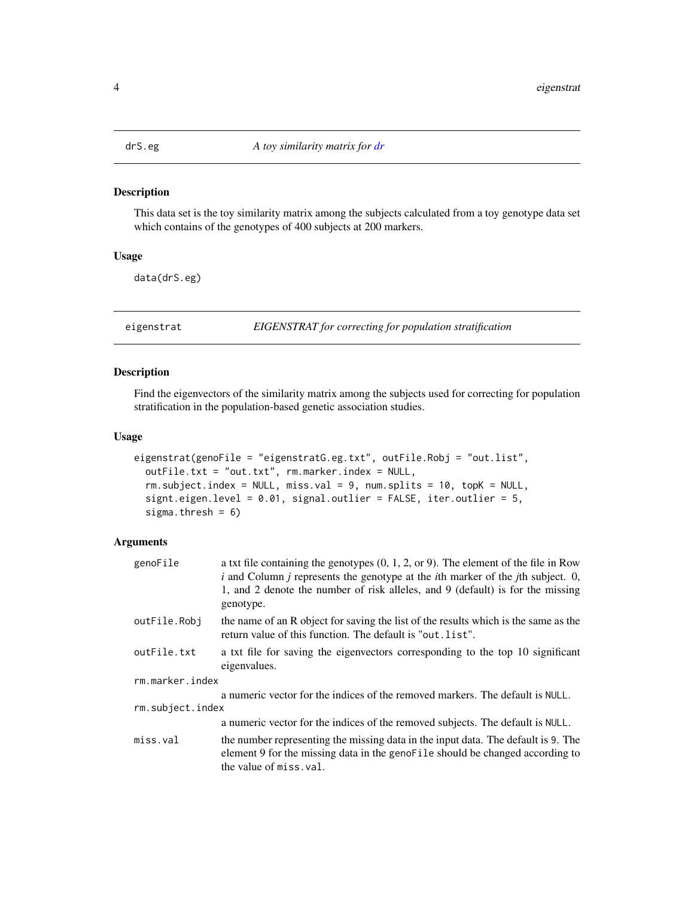## drS.eg — *A toy similarity matrix for dr*

### Description

This data set is the toy similarity matrix among the subjects calculated from a toy genotype data set which contains of the genotypes of 400 subjects at 200 markers.

### Usage

```
data(drS.eg)
```

## eigenstrat — *EIGENSTRAT for correcting for population stratification*

### Description

Find the eigenvectors of the similarity matrix among the subjects used for correcting for population stratification in the population-based genetic association studies.

### Usage

```
eigenstrat(genoFile = "eigenstratG.eg.txt", outFile.Robj = "out.list",
  outFile.txt = "out.txt", rm.marker.index = NULL,
  rm.subject.index = NULL, miss.val = 9, num.splits = 10, topK = NULL,
  signt.eigen.level = 0.01, signal.outlier = FALSE, iter.outlier = 5,
  sigma.thresh = 6)
```

### Arguments

| | |
|---|---|
| genoFile | a txt file containing the genotypes (0, 1, 2, or 9). The element of the file in Row *i* and Column *j* represents the genotype at the *i*th marker of the *j*th subject. 0, 1, and 2 denote the number of risk alleles, and 9 (default) is for the missing genotype. |
| outFile.Robj | the name of an R object for saving the list of the results which is the same as the return value of this function. The default is "out.list". |
| outFile.txt | a txt file for saving the eigenvectors corresponding to the top 10 significant eigenvalues. |
| rm.marker.index | a numeric vector for the indices of the removed markers. The default is NULL. |
| rm.subject.index | a numeric vector for the indices of the removed subjects. The default is NULL. |
| miss.val | the number representing the missing data in the input data. The default is 9. The element 9 for the missing data in the genoFile should be changed according to the value of miss.val. |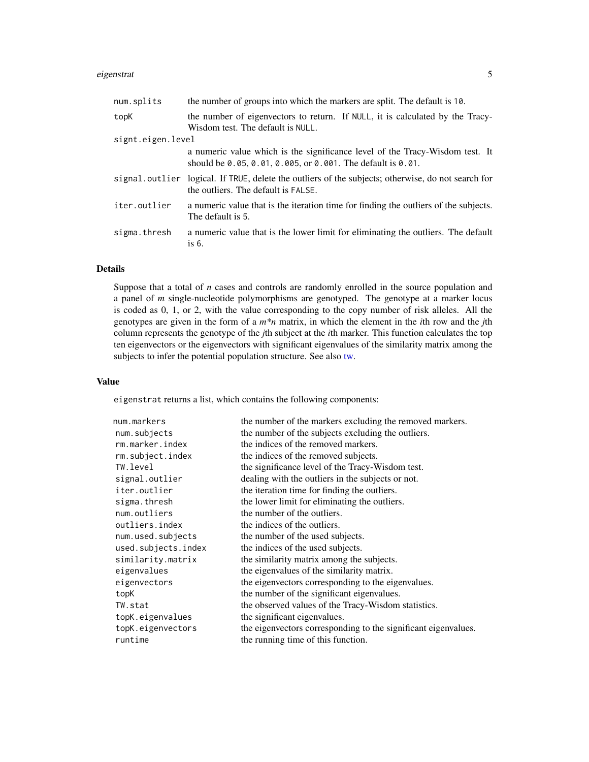| | |
|---|---|
| num.splits | the number of groups into which the markers are split. The default is 10. |
| topK | the number of eigenvectors to return. If NULL, it is calculated by the Tracy-Wisdom test. The default is NULL. |
| signt.eigen.level | a numeric value which is the significance level of the Tracy-Wisdom test. It should be 0.05, 0.01, 0.005, or 0.001. The default is 0.01. |
| signal.outlier | logical. If TRUE, delete the outliers of the subjects; otherwise, do not search for the outliers. The default is FALSE. |
| iter.outlier | a numeric value that is the iteration time for finding the outliers of the subjects. The default is 5. |
| sigma.thresh | a numeric value that is the lower limit for eliminating the outliers. The default is 6. |

### Details

Suppose that a total of $n$ cases and controls are randomly enrolled in the source population and a panel of $m$ single-nucleotide polymorphisms are genotyped. The genotype at a marker locus is coded as 0, 1, or 2, with the value corresponding to the copy number of risk alleles. All the genotypes are given in the form of a $m*n$ matrix, in which the element in the $i$th row and the $j$th column represents the genotype of the $j$th subject at the $i$th marker. This function calculates the top ten eigenvectors or the eigenvectors with significant eigenvalues of the similarity matrix among the subjects to infer the potential population structure. See also tw.

### Value

eigenstrat returns a list, which contains the following components:

| | |
|---|---|
| num.markers | the number of the markers excluding the removed markers. |
| num.subjects | the number of the subjects excluding the outliers. |
| rm.marker.index | the indices of the removed markers. |
| rm.subject.index | the indices of the removed subjects. |
| TW.level | the significance level of the Tracy-Wisdom test. |
| signal.outlier | dealing with the outliers in the subjects or not. |
| iter.outlier | the iteration time for finding the outliers. |
| sigma.thresh | the lower limit for eliminating the outliers. |
| num.outliers | the number of the outliers. |
| outliers.index | the indices of the outliers. |
| num.used.subjects | the number of the used subjects. |
| used.subjects.index | the indices of the used subjects. |
| similarity.matrix | the similarity matrix among the subjects. |
| eigenvalues | the eigenvalues of the similarity matrix. |
| eigenvectors | the eigenvectors corresponding to the eigenvalues. |
| topK | the number of the significant eigenvalues. |
| TW.stat | the observed values of the Tracy-Wisdom statistics. |
| topK.eigenvalues | the significant eigenvalues. |
| topK.eigenvectors | the eigenvectors corresponding to the significant eigenvalues. |
| runtime | the running time of this function. |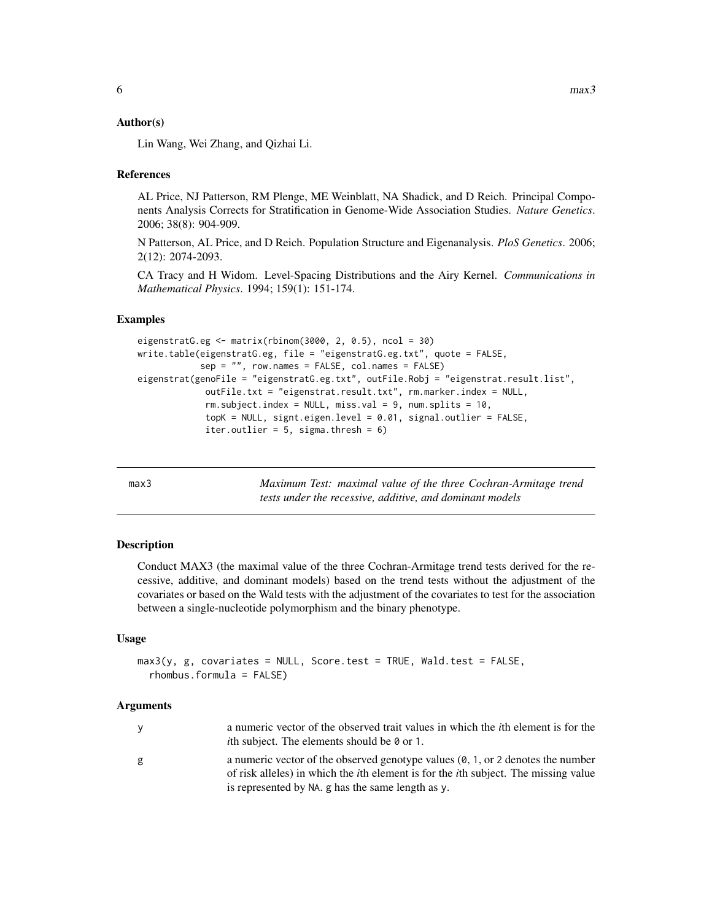### Author(s)

Lin Wang, Wei Zhang, and Qizhai Li.

### References

AL Price, NJ Patterson, RM Plenge, ME Weinblatt, NA Shadick, and D Reich. Principal Components Analysis Corrects for Stratification in Genome-Wide Association Studies. *Nature Genetics*. 2006; 38(8): 904-909.

N Patterson, AL Price, and D Reich. Population Structure and Eigenanalysis. *PloS Genetics*. 2006; 2(12): 2074-2093.

CA Tracy and H Widom. Level-Spacing Distributions and the Airy Kernel. *Communications in Mathematical Physics*. 1994; 159(1): 151-174.

### Examples

```
eigenstratG.eg <- matrix(rbinom(3000, 2, 0.5), ncol = 30)
write.table(eigenstratG.eg, file = "eigenstratG.eg.txt", quote = FALSE,
           sep = "", row.names = FALSE, col.names = FALSE)
eigenstrat(genoFile = "eigenstratG.eg.txt", outFile.Robj = "eigenstrat.result.list",
            outFile.txt = "eigenstrat.result.txt", rm.marker.index = NULL,
            rm.subject.index = NULL, miss.val = 9, num.splits = 10,
            topK = NULL, signt.eigen.level = 0.01, signal.outlier = FALSE,
            iter.outlier = 5, sigma.thresh = 6)
```

---

## max3 — *Maximum Test: maximal value of the three Cochran-Armitage trend tests under the recessive, additive, and dominant models*

---

### Description

Conduct MAX3 (the maximal value of the three Cochran-Armitage trend tests derived for the recessive, additive, and dominant models) based on the trend tests without the adjustment of the covariates or based on the Wald tests with the adjustment of the covariates to test for the association between a single-nucleotide polymorphism and the binary phenotype.

### Usage

```
max3(y, g, covariates = NULL, Score.test = TRUE, Wald.test = FALSE,
  rhombus.formula = FALSE)
```

### Arguments

| | |
|---|---|
| y | a numeric vector of the observed trait values in which the *i*th element is for the *i*th subject. The elements should be 0 or 1. |
| g | a numeric vector of the observed genotype values (0, 1, or 2 denotes the number of risk alleles) in which the *i*th element is for the *i*th subject. The missing value is represented by NA. g has the same length as y. |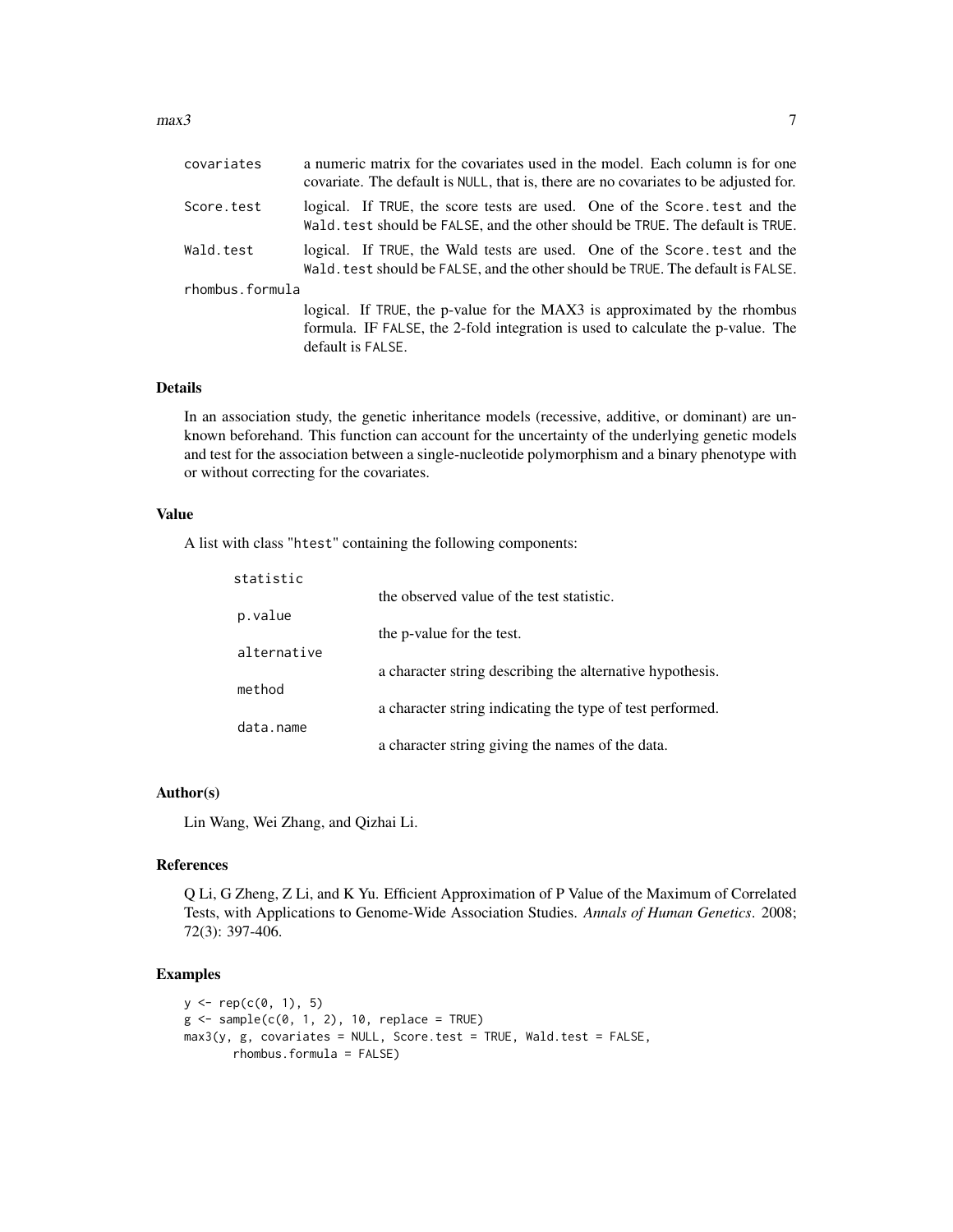| | |
|---|---|
| covariates | a numeric matrix for the covariates used in the model. Each column is for one covariate. The default is NULL, that is, there are no covariates to be adjusted for. |
| Score.test | logical. If TRUE, the score tests are used. One of the Score.test and the Wald.test should be FALSE, and the other should be TRUE. The default is TRUE. |
| Wald.test | logical. If TRUE, the Wald tests are used. One of the Score.test and the Wald.test should be FALSE, and the other should be TRUE. The default is FALSE. |
| rhombus.formula | logical. If TRUE, the p-value for the MAX3 is approximated by the rhombus formula. IF FALSE, the 2-fold integration is used to calculate the p-value. The default is FALSE. |

## Details

In an association study, the genetic inheritance models (recessive, additive, or dominant) are unknown beforehand. This function can account for the uncertainty of the underlying genetic models and test for the association between a single-nucleotide polymorphism and a binary phenotype with or without correcting for the covariates.

## Value

A list with class "htest" containing the following components:

| | |
|---|---|
| statistic | the observed value of the test statistic. |
| p.value | the p-value for the test. |
| alternative | a character string describing the alternative hypothesis. |
| method | a character string indicating the type of test performed. |
| data.name | a character string giving the names of the data. |

## Author(s)

Lin Wang, Wei Zhang, and Qizhai Li.

## References

Q Li, G Zheng, Z Li, and K Yu. Efficient Approximation of P Value of the Maximum of Correlated Tests, with Applications to Genome-Wide Association Studies. *Annals of Human Genetics*. 2008; 72(3): 397-406.

## Examples

```
y <- rep(c(0, 1), 5)
g <- sample(c(0, 1, 2), 10, replace = TRUE)
max3(y, g, covariates = NULL, Score.test = TRUE, Wald.test = FALSE,
       rhombus.formula = FALSE)
```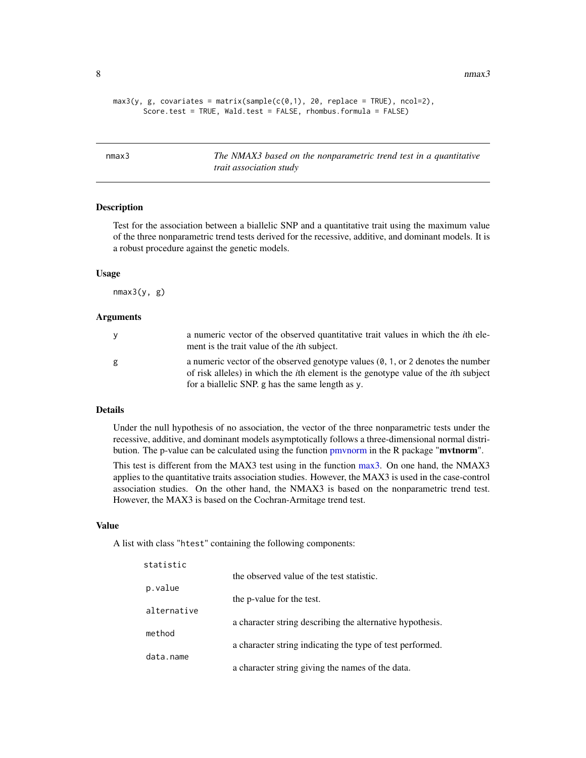```
max3(y, g, covariates = matrix(sample(c(0,1), 20, replace = TRUE), ncol=2),
     Score.test = TRUE, Wald.test = FALSE, rhombus.formula = FALSE)
```

---

## nmax3 — *The NMAX3 based on the nonparametric trend test in a quantitative trait association study*

### Description

Test for the association between a biallelic SNP and a quantitative trait using the maximum value of the three nonparametric trend tests derived for the recessive, additive, and dominant models. It is a robust procedure against the genetic models.

### Usage

```
nmax3(y, g)
```

### Arguments

| | |
|---|---|
| `y` | a numeric vector of the observed quantitative trait values in which the *i*th element is the trait value of the *i*th subject. |
| `g` | a numeric vector of the observed genotype values (`0`, `1`, or `2` denotes the number of risk alleles) in which the *i*th element is the genotype value of the *i*th subject for a biallelic SNP. `g` has the same length as `y`. |

### Details

Under the null hypothesis of no association, the vector of the three nonparametric tests under the recessive, additive, and dominant models asymptotically follows a three-dimensional normal distribution. The p-value can be calculated using the function pmvnorm in the R package "**mvtnorm**".

This test is different from the MAX3 test using in the function max3. On one hand, the NMAX3 applies to the quantitative traits association studies. However, the MAX3 is used in the case-control association studies. On the other hand, the NMAX3 is based on the nonparametric trend test. However, the MAX3 is based on the Cochran-Armitage trend test.

### Value

A list with class "`htest`" containing the following components:

| | |
|---|---|
| `statistic` | the observed value of the test statistic. |
| `p.value` | the p-value for the test. |
| `alternative` | a character string describing the alternative hypothesis. |
| `method` | a character string indicating the type of test performed. |
| `data.name` | a character string giving the names of the data. |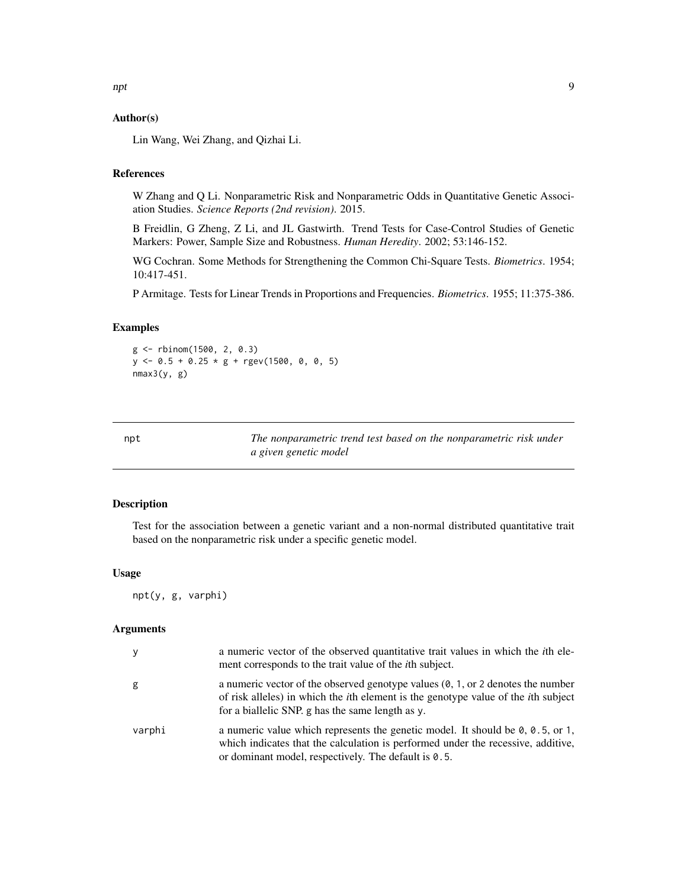### Author(s)

Lin Wang, Wei Zhang, and Qizhai Li.

### References

W Zhang and Q Li. Nonparametric Risk and Nonparametric Odds in Quantitative Genetic Association Studies. *Science Reports (2nd revision)*. 2015.

B Freidlin, G Zheng, Z Li, and JL Gastwirth. Trend Tests for Case-Control Studies of Genetic Markers: Power, Sample Size and Robustness. *Human Heredity*. 2002; 53:146-152.

WG Cochran. Some Methods for Strengthening the Common Chi-Square Tests. *Biometrics*. 1954; 10:417-451.

P Armitage. Tests for Linear Trends in Proportions and Frequencies. *Biometrics*. 1955; 11:375-386.

### Examples

```
g <- rbinom(1500, 2, 0.3)
y <- 0.5 + 0.25 * g + rgev(1500, 0, 0, 5)
nmax3(y, g)
```

---

## npt — *The nonparametric trend test based on the nonparametric risk under a given genetic model*

---

### Description

Test for the association between a genetic variant and a non-normal distributed quantitative trait based on the nonparametric risk under a specific genetic model.

### Usage

```
npt(y, g, varphi)
```

### Arguments

| | |
|---|---|
| `y` | a numeric vector of the observed quantitative trait values in which the *i*th element corresponds to the trait value of the *i*th subject. |
| `g` | a numeric vector of the observed genotype values (`0`, `1`, or `2` denotes the number of risk alleles) in which the *i*th element is the genotype value of the *i*th subject for a biallelic SNP. `g` has the same length as `y`. |
| `varphi` | a numeric value which represents the genetic model. It should be `0`, `0.5`, or `1`, which indicates that the calculation is performed under the recessive, additive, or dominant model, respectively. The default is `0.5`. |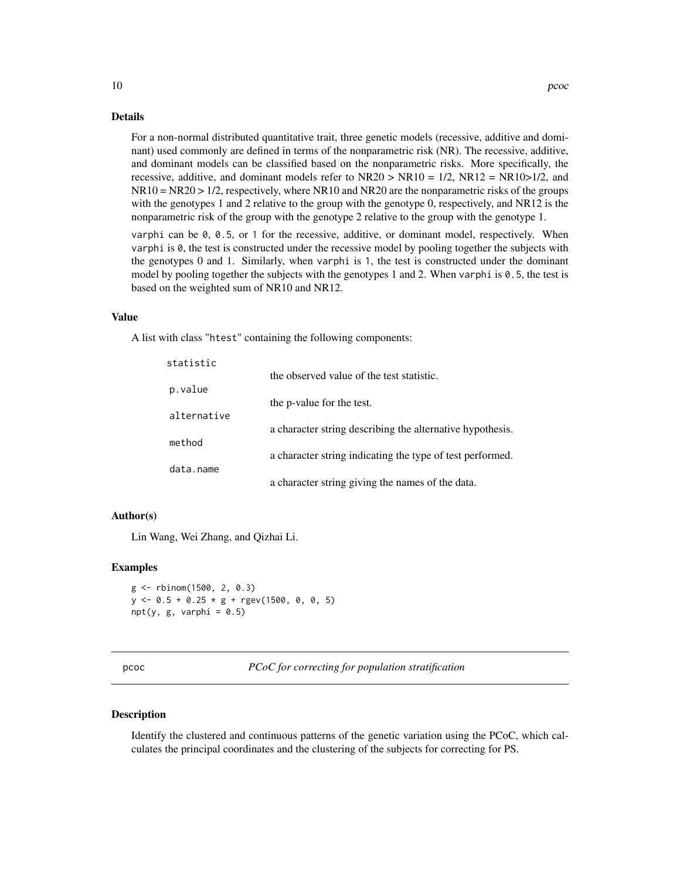### Details

For a non-normal distributed quantitative trait, three genetic models (recessive, additive and dominant) used commonly are defined in terms of the nonparametric risk (NR). The recessive, additive, and dominant models can be classified based on the nonparametric risks. More specifically, the recessive, additive, and dominant models refer to NR20 > NR10 = 1/2, NR12 = NR10>1/2, and NR10 = NR20 > 1/2, respectively, where NR10 and NR20 are the nonparametric risks of the groups with the genotypes 1 and 2 relative to the group with the genotype 0, respectively, and NR12 is the nonparametric risk of the group with the genotype 2 relative to the group with the genotype 1.

`varphi` can be `0`, `0.5`, or `1` for the recessive, additive, or dominant model, respectively. When `varphi` is `0`, the test is constructed under the recessive model by pooling together the subjects with the genotypes 0 and 1. Similarly, when `varphi` is `1`, the test is constructed under the dominant model by pooling together the subjects with the genotypes 1 and 2. When `varphi` is `0.5`, the test is based on the weighted sum of NR10 and NR12.

### Value

A list with class "`htest`" containing the following components:

| | |
|---|---|
| `statistic` | the observed value of the test statistic. |
| `p.value` | the p-value for the test. |
| `alternative` | a character string describing the alternative hypothesis. |
| `method` | a character string indicating the type of test performed. |
| `data.name` | a character string giving the names of the data. |

### Author(s)

Lin Wang, Wei Zhang, and Qizhai Li.

### Examples

```
g <- rbinom(1500, 2, 0.3)
y <- 0.5 + 0.25 * g + rgev(1500, 0, 0, 5)
npt(y, g, varphi = 0.5)
```

---

## pcoc — *PCoC for correcting for population stratification*

### Description

Identify the clustered and continuous patterns of the genetic variation using the PCoC, which calculates the principal coordinates and the clustering of the subjects for correcting for PS.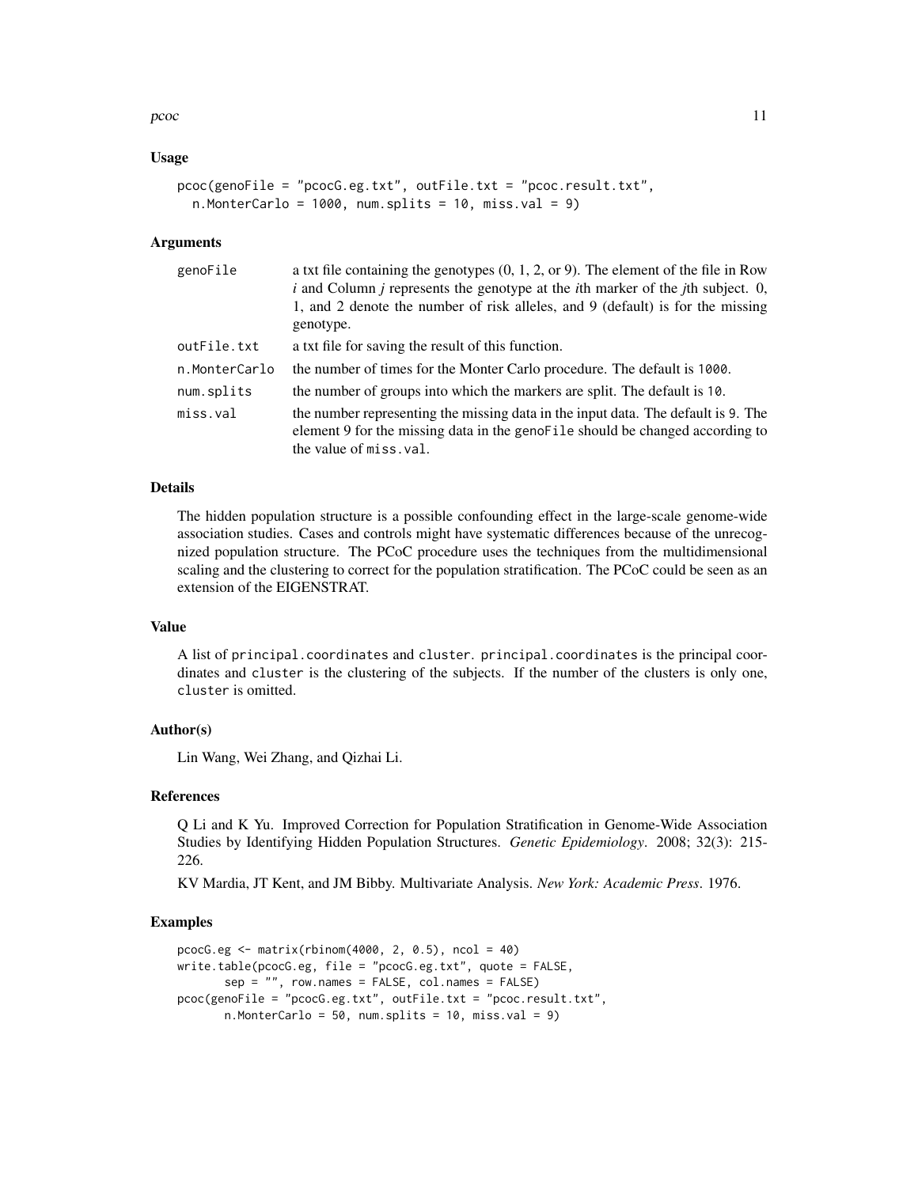### Usage

```
pcoc(genoFile = "pcocG.eg.txt", outFile.txt = "pcoc.result.txt",
  n.MonterCarlo = 1000, num.splits = 10, miss.val = 9)
```

### Arguments

| | |
|---|---|
| genoFile | a txt file containing the genotypes (0, 1, 2, or 9). The element of the file in Row *i* and Column *j* represents the genotype at the *i*th marker of the *j*th subject. 0, 1, and 2 denote the number of risk alleles, and 9 (default) is for the missing genotype. |
| outFile.txt | a txt file for saving the result of this function. |
| n.MonterCarlo | the number of times for the Monter Carlo procedure. The default is `1000`. |
| num.splits | the number of groups into which the markers are split. The default is `10`. |
| miss.val | the number representing the missing data in the input data. The default is `9`. The element 9 for the missing data in the `genoFile` should be changed according to the value of `miss.val`. |

### Details

The hidden population structure is a possible confounding effect in the large-scale genome-wide association studies. Cases and controls might have systematic differences because of the unrecognized population structure. The PCoC procedure uses the techniques from the multidimensional scaling and the clustering to correct for the population stratification. The PCoC could be seen as an extension of the EIGENSTRAT.

### Value

A list of `principal.coordinates` and `cluster`. `principal.coordinates` is the principal coordinates and `cluster` is the clustering of the subjects. If the number of the clusters is only one, `cluster` is omitted.

### Author(s)

Lin Wang, Wei Zhang, and Qizhai Li.

### References

Q Li and K Yu. Improved Correction for Population Stratification in Genome-Wide Association Studies by Identifying Hidden Population Structures. *Genetic Epidemiology*. 2008; 32(3): 215-226.

KV Mardia, JT Kent, and JM Bibby. Multivariate Analysis. *New York: Academic Press*. 1976.

### Examples

```
pcocG.eg <- matrix(rbinom(4000, 2, 0.5), ncol = 40)
write.table(pcocG.eg, file = "pcocG.eg.txt", quote = FALSE,
       sep = "", row.names = FALSE, col.names = FALSE)
pcoc(genoFile = "pcocG.eg.txt", outFile.txt = "pcoc.result.txt",
       n.MonterCarlo = 50, num.splits = 10, miss.val = 9)
```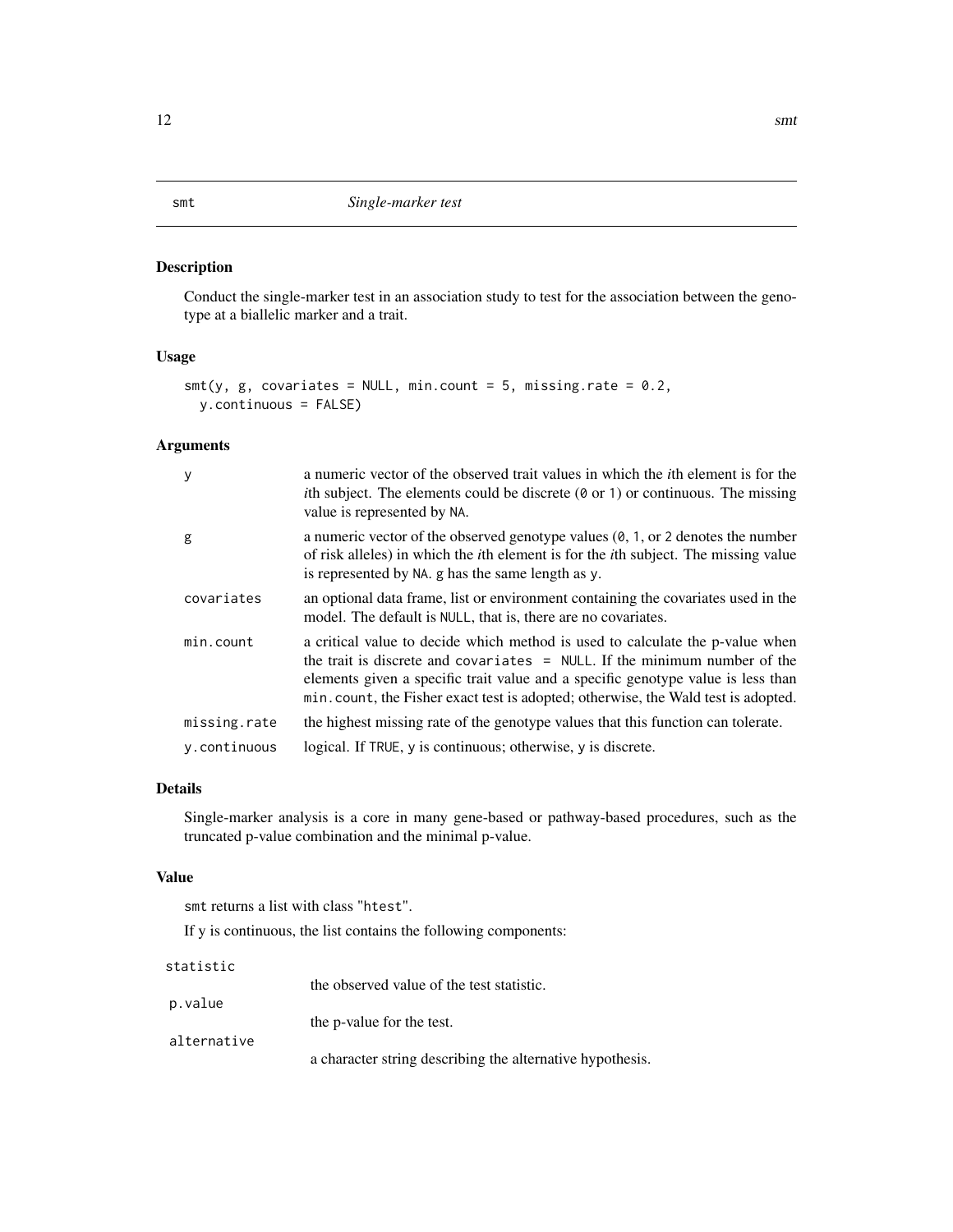# smt — *Single-marker test*

## Description

Conduct the single-marker test in an association study to test for the association between the genotype at a biallelic marker and a trait.

## Usage

```
smt(y, g, covariates = NULL, min.count = 5, missing.rate = 0.2,
  y.continuous = FALSE)
```

## Arguments

| | |
|---|---|
| `y` | a numeric vector of the observed trait values in which the *i*th element is for the *i*th subject. The elements could be discrete (`0` or `1`) or continuous. The missing value is represented by `NA`. |
| `g` | a numeric vector of the observed genotype values (`0`, `1`, or `2` denotes the number of risk alleles) in which the *i*th element is for the *i*th subject. The missing value is represented by `NA`. `g` has the same length as `y`. |
| `covariates` | an optional data frame, list or environment containing the covariates used in the model. The default is `NULL`, that is, there are no covariates. |
| `min.count` | a critical value to decide which method is used to calculate the p-value when the trait is discrete and `covariates = NULL`. If the minimum number of the elements given a specific trait value and a specific genotype value is less than `min.count`, the Fisher exact test is adopted; otherwise, the Wald test is adopted. |
| `missing.rate` | the highest missing rate of the genotype values that this function can tolerate. |
| `y.continuous` | logical. If `TRUE`, `y` is continuous; otherwise, `y` is discrete. |

## Details

Single-marker analysis is a core in many gene-based or pathway-based procedures, such as the truncated p-value combination and the minimal p-value.

## Value

`smt` returns a list with class "`htest`".

If y is continuous, the list contains the following components:

| | |
|---|---|
| `statistic` | the observed value of the test statistic. |
| `p.value` | the p-value for the test. |
| `alternative` | a character string describing the alternative hypothesis. |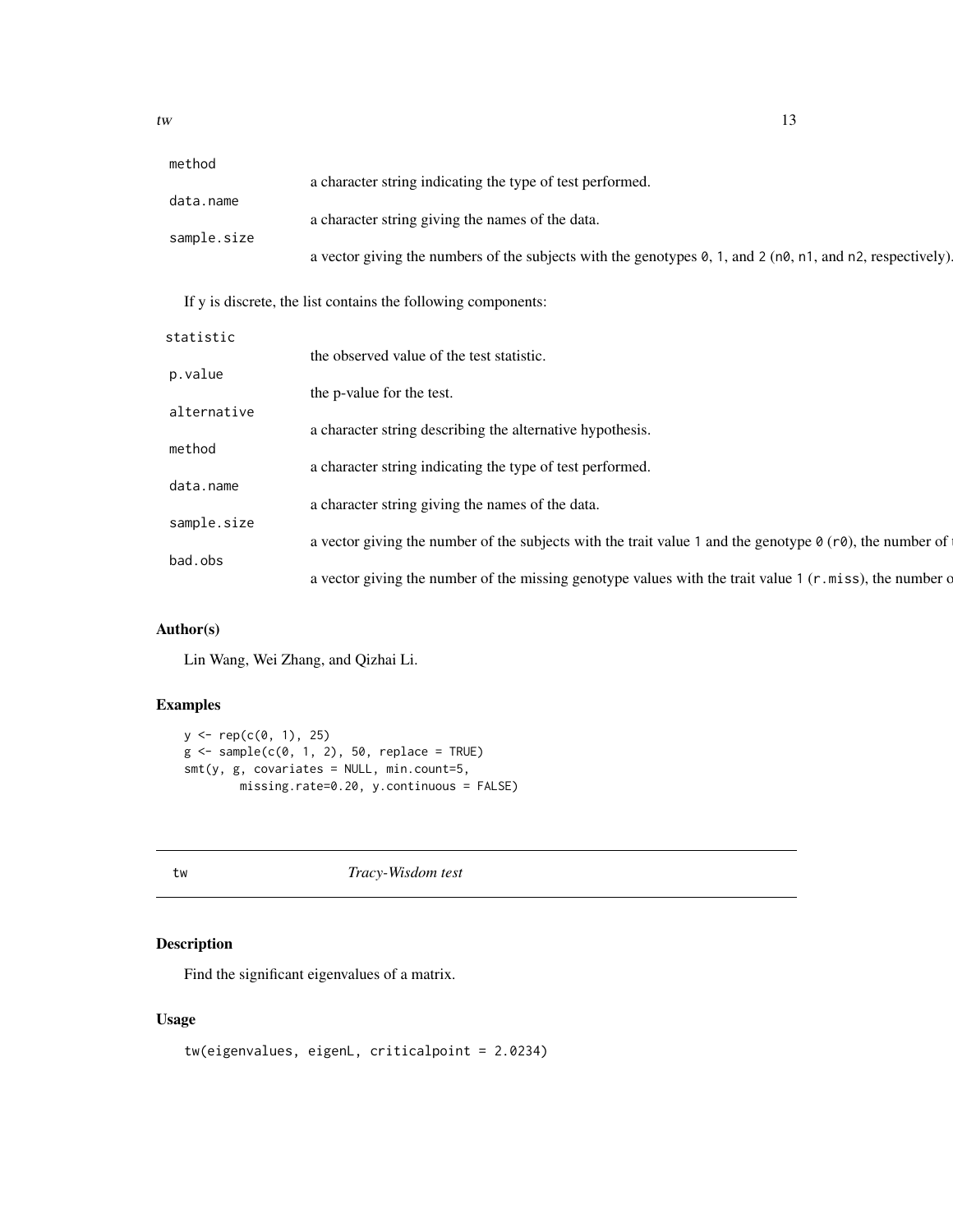method
: a character string indicating the type of test performed.

data.name
: a character string giving the names of the data.

sample.size
: a vector giving the numbers of the subjects with the genotypes 0, 1, and 2 (n0, n1, and n2, respectively).

If y is discrete, the list contains the following components:

statistic
: the observed value of the test statistic.

p.value
: the p-value for the test.

alternative
: a character string describing the alternative hypothesis.

method
: a character string indicating the type of test performed.

data.name
: a character string giving the names of the data.

sample.size
: a vector giving the number of the subjects with the trait value 1 and the genotype 0 (r0), the number of t

bad.obs
: a vector giving the number of the missing genotype values with the trait value 1 (r.miss), the number o

### Author(s)

Lin Wang, Wei Zhang, and Qizhai Li.

### Examples

```
y <- rep(c(0, 1), 25)
g <- sample(c(0, 1, 2), 50, replace = TRUE)
smt(y, g, covariates = NULL, min.count=5,
        missing.rate=0.20, y.continuous = FALSE)
```

---

## tw *Tracy-Wisdom test*

---

### Description

Find the significant eigenvalues of a matrix.

### Usage

```
tw(eigenvalues, eigenL, criticalpoint = 2.0234)
```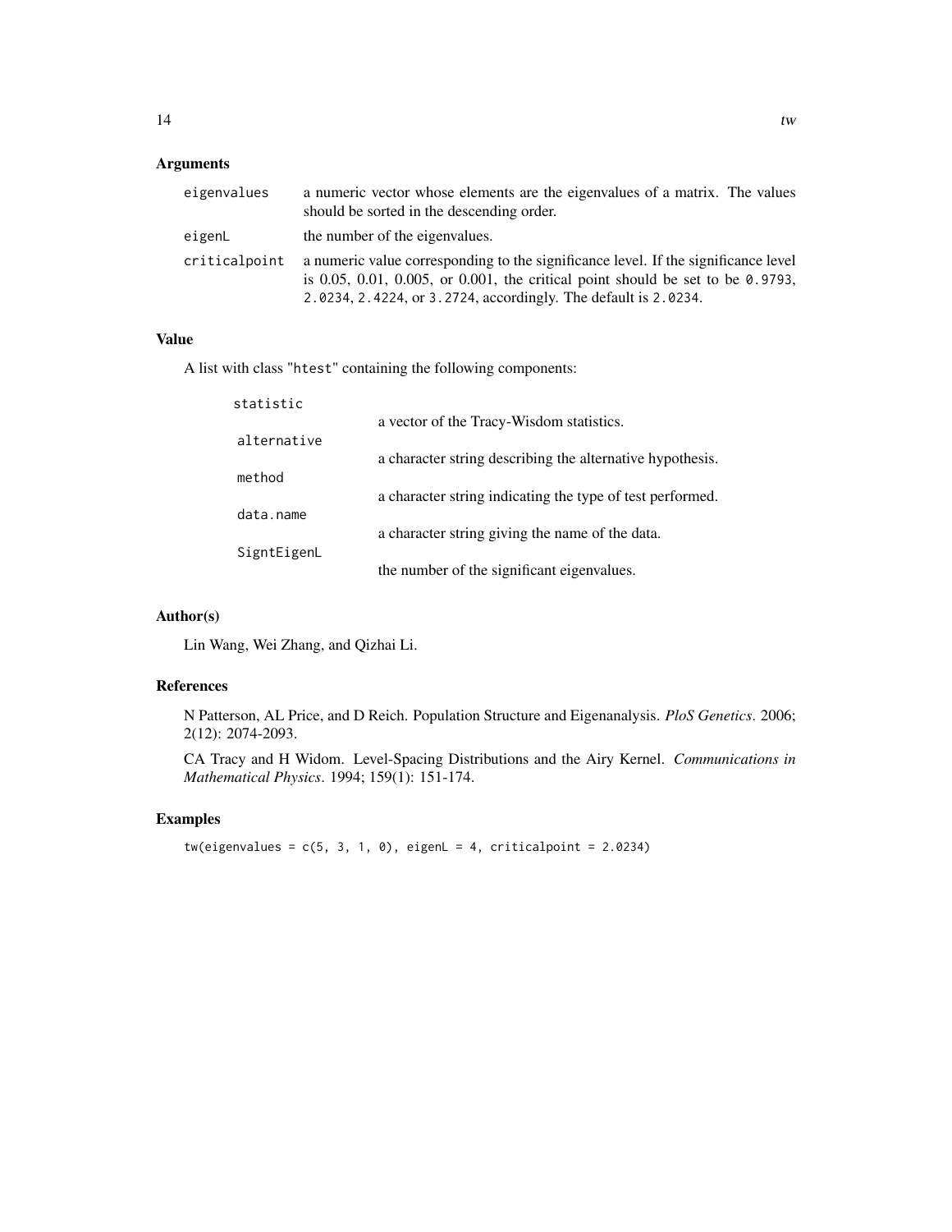## Arguments

| | |
|---|---|
| `eigenvalues` | a numeric vector whose elements are the eigenvalues of a matrix. The values should be sorted in the descending order. |
| `eigenL` | the number of the eigenvalues. |
| `criticalpoint` | a numeric value corresponding to the significance level. If the significance level is 0.05, 0.01, 0.005, or 0.001, the critical point should be set to be `0.9793`, `2.0234`, `2.4224`, or `3.2724`, accordingly. The default is `2.0234`. |

## Value

A list with class "`htest`" containing the following components:

| | |
|---|---|
| `statistic` | a vector of the Tracy-Wisdom statistics. |
| `alternative` | a character string describing the alternative hypothesis. |
| `method` | a character string indicating the type of test performed. |
| `data.name` | a character string giving the name of the data. |
| `SigntEigenL` | the number of the significant eigenvalues. |

## Author(s)

Lin Wang, Wei Zhang, and Qizhai Li.

## References

N Patterson, AL Price, and D Reich. Population Structure and Eigenanalysis. *PloS Genetics*. 2006; 2(12): 2074-2093.

CA Tracy and H Widom. Level-Spacing Distributions and the Airy Kernel. *Communications in Mathematical Physics*. 1994; 159(1): 151-174.

## Examples

```
tw(eigenvalues = c(5, 3, 1, 0), eigenL = 4, criticalpoint = 2.0234)
```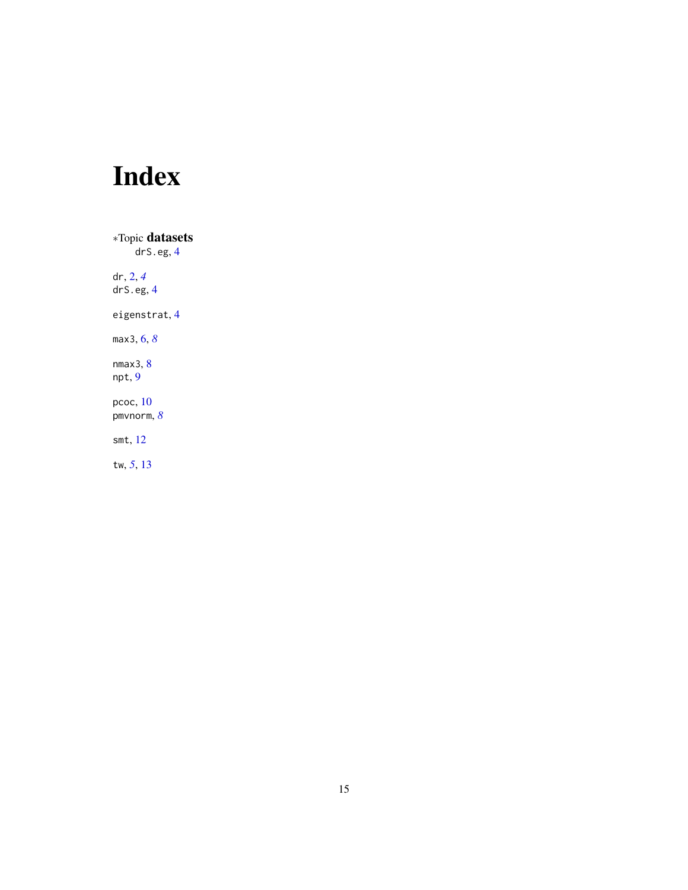# Index

*Topic **datasets**
  drS.eg, 4

dr, 2, *4*
drS.eg, 4

eigenstrat, 4

max3, 6, *8*

nmax3, 8
npt, 9

pcoc, 10
pmvnorm, *8*

smt, 12

tw, *5*, 13